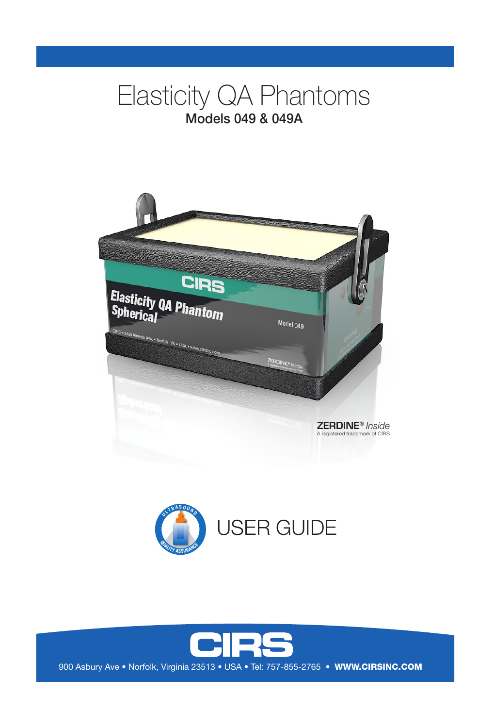# Elasticity QA Phantoms

## Models 049 & 049A

**ZERDINE**® *Inside*
A registered trademark of CIRS

USER GUIDE

CIRS

900 Asbury Ave • Norfolk, Virginia 23513 • USA • Tel: 757-855-2765 • **WWW.CIRSINC.COM**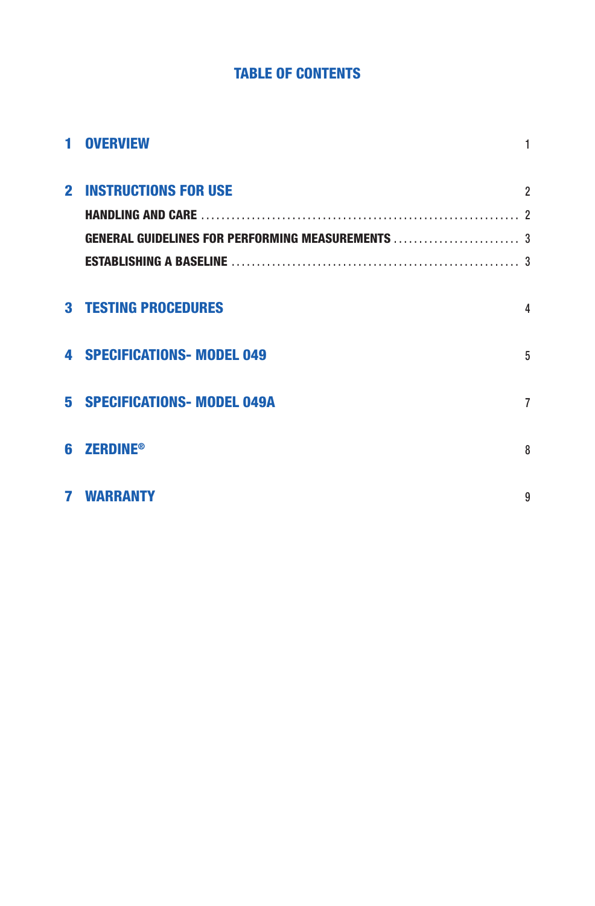# TABLE OF CONTENTS

| | | |
|---|---|---|
| 1 | **OVERVIEW** | 1 |
| 2 | **INSTRUCTIONS FOR USE** | 2 |
| | HANDLING AND CARE | 2 |
| | GENERAL GUIDELINES FOR PERFORMING MEASUREMENTS | 3 |
| | ESTABLISHING A BASELINE | 3 |
| 3 | **TESTING PROCEDURES** | 4 |
| 4 | **SPECIFICATIONS- MODEL 049** | 5 |
| 5 | **SPECIFICATIONS- MODEL 049A** | 7 |
| 6 | **ZERDINE®** | 8 |
| 7 | **WARRANTY** | 9 |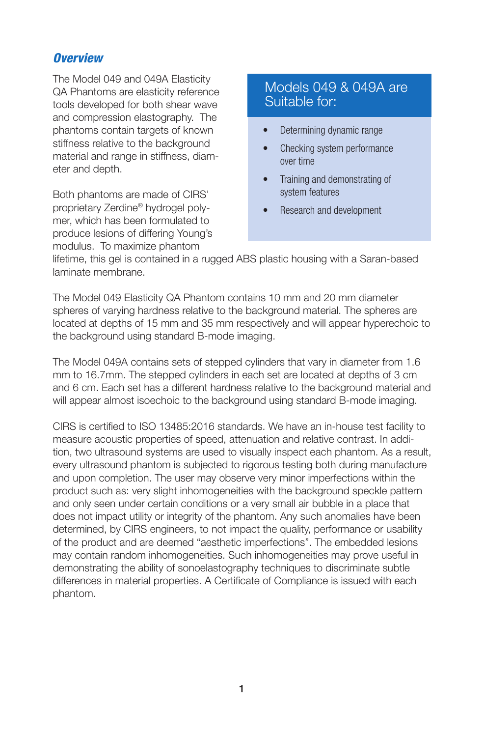## *Overview*

The Model 049 and 049A Elasticity QA Phantoms are elasticity reference tools developed for both shear wave and compression elastography. The phantoms contain targets of known stiffness relative to the background material and range in stiffness, diameter and depth.

Both phantoms are made of CIRS' proprietary Zerdine® hydrogel polymer, which has been formulated to produce lesions of differing Young's modulus. To maximize phantom lifetime, this gel is contained in a rugged ABS plastic housing with a Saran-based laminate membrane.

### Models 049 & 049A are Suitable for:

- Determining dynamic range
- Checking system performance over time
- Training and demonstrating of system features
- Research and development

The Model 049 Elasticity QA Phantom contains 10 mm and 20 mm diameter spheres of varying hardness relative to the background material. The spheres are located at depths of 15 mm and 35 mm respectively and will appear hyperechoic to the background using standard B-mode imaging.

The Model 049A contains sets of stepped cylinders that vary in diameter from 1.6 mm to 16.7mm. The stepped cylinders in each set are located at depths of 3 cm and 6 cm. Each set has a different hardness relative to the background material and will appear almost isoechoic to the background using standard B-mode imaging.

CIRS is certified to ISO 13485:2016 standards. We have an in-house test facility to measure acoustic properties of speed, attenuation and relative contrast. In addition, two ultrasound systems are used to visually inspect each phantom. As a result, every ultrasound phantom is subjected to rigorous testing both during manufacture and upon completion. The user may observe very minor imperfections within the product such as: very slight inhomogeneities with the background speckle pattern and only seen under certain conditions or a very small air bubble in a place that does not impact utility or integrity of the phantom. Any such anomalies have been determined, by CIRS engineers, to not impact the quality, performance or usability of the product and are deemed "aesthetic imperfections". The embedded lesions may contain random inhomogeneities. Such inhomogeneities may prove useful in demonstrating the ability of sonoelastography techniques to discriminate subtle differences in material properties. A Certificate of Compliance is issued with each phantom.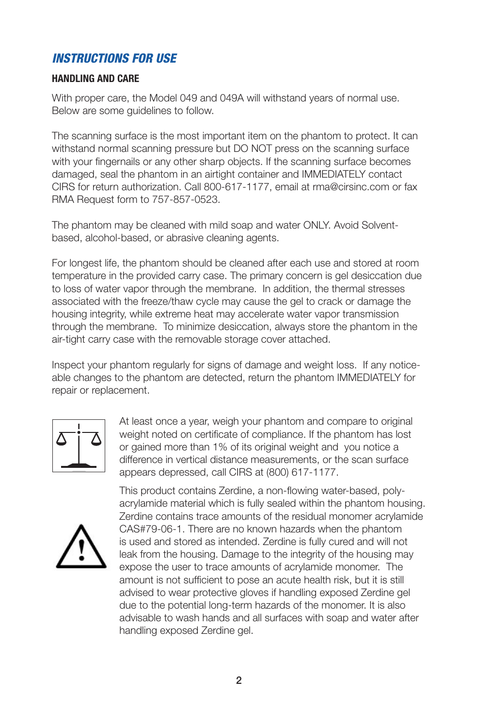## *INSTRUCTIONS FOR USE*

### HANDLING AND CARE

With proper care, the Model 049 and 049A will withstand years of normal use. Below are some guidelines to follow.

The scanning surface is the most important item on the phantom to protect. It can withstand normal scanning pressure but DO NOT press on the scanning surface with your fingernails or any other sharp objects. If the scanning surface becomes damaged, seal the phantom in an airtight container and IMMEDIATELY contact CIRS for return authorization. Call 800-617-1177, email at rma@cirsinc.com or fax RMA Request form to 757-857-0523.

The phantom may be cleaned with mild soap and water ONLY. Avoid Solvent-based, alcohol-based, or abrasive cleaning agents.

For longest life, the phantom should be cleaned after each use and stored at room temperature in the provided carry case. The primary concern is gel desiccation due to loss of water vapor through the membrane. In addition, the thermal stresses associated with the freeze/thaw cycle may cause the gel to crack or damage the housing integrity, while extreme heat may accelerate water vapor transmission through the membrane. To minimize desiccation, always store the phantom in the air-tight carry case with the removable storage cover attached.

Inspect your phantom regularly for signs of damage and weight loss. If any noticeable changes to the phantom are detected, return the phantom IMMEDIATELY for repair or replacement.

At least once a year, weigh your phantom and compare to original weight noted on certificate of compliance. If the phantom has lost or gained more than 1% of its original weight and you notice a difference in vertical distance measurements, or the scan surface appears depressed, call CIRS at (800) 617-1177.

This product contains Zerdine, a non-flowing water-based, polyacrylamide material which is fully sealed within the phantom housing. Zerdine contains trace amounts of the residual monomer acrylamide CAS#79-06-1. There are no known hazards when the phantom is used and stored as intended. Zerdine is fully cured and will not leak from the housing. Damage to the integrity of the housing may expose the user to trace amounts of acrylamide monomer. The amount is not sufficient to pose an acute health risk, but it is still advised to wear protective gloves if handling exposed Zerdine gel due to the potential long-term hazards of the monomer. It is also advisable to wash hands and all surfaces with soap and water after handling exposed Zerdine gel.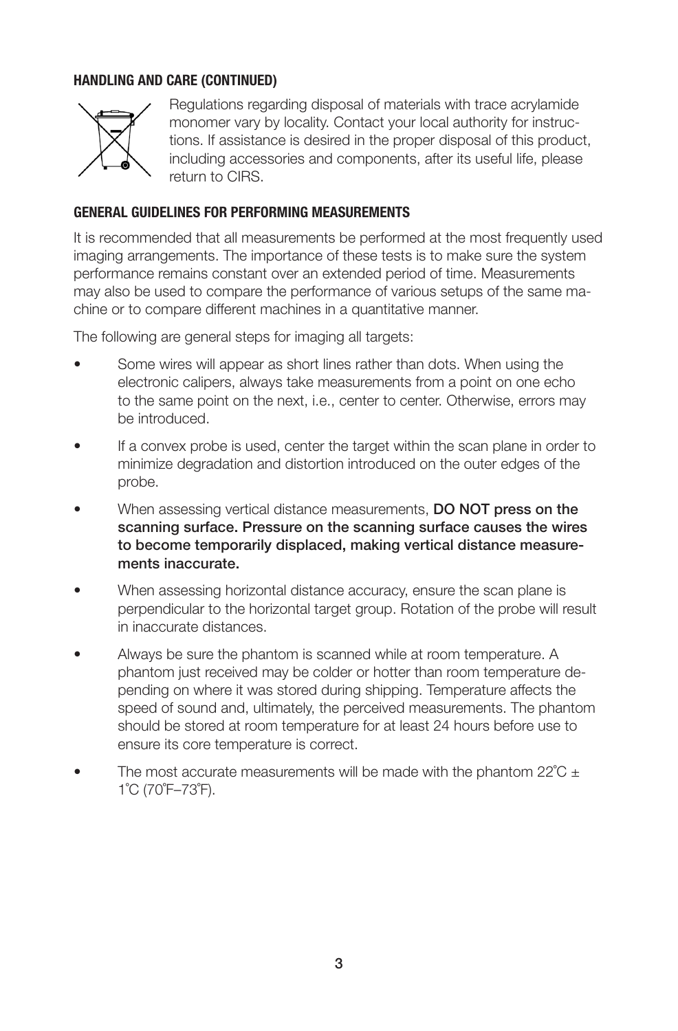## HANDLING AND CARE (CONTINUED)

Regulations regarding disposal of materials with trace acrylamide monomer vary by locality. Contact your local authority for instructions. If assistance is desired in the proper disposal of this product, including accessories and components, after its useful life, please return to CIRS.

## GENERAL GUIDELINES FOR PERFORMING MEASUREMENTS

It is recommended that all measurements be performed at the most frequently used imaging arrangements. The importance of these tests is to make sure the system performance remains constant over an extended period of time. Measurements may also be used to compare the performance of various setups of the same machine or to compare different machines in a quantitative manner.

The following are general steps for imaging all targets:

- Some wires will appear as short lines rather than dots. When using the electronic calipers, always take measurements from a point on one echo to the same point on the next, i.e., center to center. Otherwise, errors may be introduced.
- If a convex probe is used, center the target within the scan plane in order to minimize degradation and distortion introduced on the outer edges of the probe.
- When assessing vertical distance measurements, **DO NOT press on the scanning surface. Pressure on the scanning surface causes the wires to become temporarily displaced, making vertical distance measurements inaccurate.**
- When assessing horizontal distance accuracy, ensure the scan plane is perpendicular to the horizontal target group. Rotation of the probe will result in inaccurate distances.
- Always be sure the phantom is scanned while at room temperature. A phantom just received may be colder or hotter than room temperature depending on where it was stored during shipping. Temperature affects the speed of sound and, ultimately, the perceived measurements. The phantom should be stored at room temperature for at least 24 hours before use to ensure its core temperature is correct.
- The most accurate measurements will be made with the phantom 22˚C ± 1˚C (70˚F–73˚F).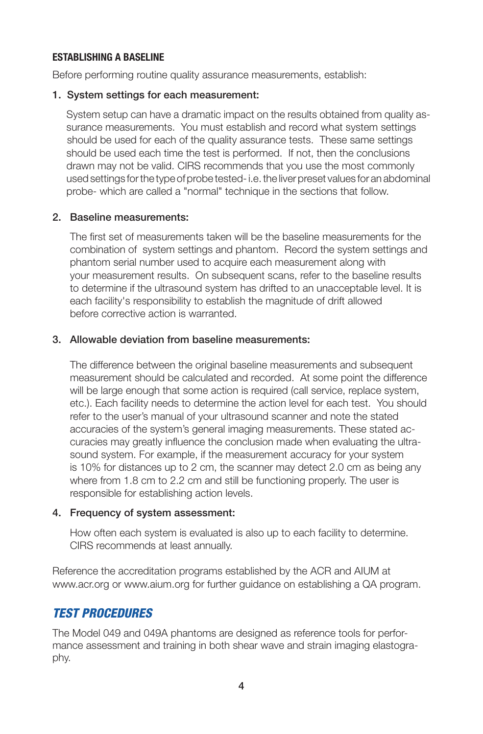## ESTABLISHING A BASELINE

Before performing routine quality assurance measurements, establish:

1. **System settings for each measurement:**

   System setup can have a dramatic impact on the results obtained from quality assurance measurements. You must establish and record what system settings should be used for each of the quality assurance tests. These same settings should be used each time the test is performed. If not, then the conclusions drawn may not be valid. CIRS recommends that you use the most commonly used settings for the type of probe tested- i.e. the liver preset values for an abdominal probe- which are called a "normal" technique in the sections that follow.

2. **Baseline measurements:**

   The first set of measurements taken will be the baseline measurements for the combination of system settings and phantom. Record the system settings and phantom serial number used to acquire each measurement along with your measurement results. On subsequent scans, refer to the baseline results to determine if the ultrasound system has drifted to an unacceptable level. It is each facility's responsibility to establish the magnitude of drift allowed before corrective action is warranted.

3. **Allowable deviation from baseline measurements:**

   The difference between the original baseline measurements and subsequent measurement should be calculated and recorded. At some point the difference will be large enough that some action is required (call service, replace system, etc.). Each facility needs to determine the action level for each test. You should refer to the user's manual of your ultrasound scanner and note the stated accuracies of the system's general imaging measurements. These stated accuracies may greatly influence the conclusion made when evaluating the ultrasound system. For example, if the measurement accuracy for your system is 10% for distances up to 2 cm, the scanner may detect 2.0 cm as being any where from 1.8 cm to 2.2 cm and still be functioning properly. The user is responsible for establishing action levels.

4. **Frequency of system assessment:**

   How often each system is evaluated is also up to each facility to determine. CIRS recommends at least annually.

Reference the accreditation programs established by the ACR and AIUM at www.acr.org or www.aium.org for further guidance on establishing a QA program.

## *TEST PROCEDURES*

The Model 049 and 049A phantoms are designed as reference tools for performance assessment and training in both shear wave and strain imaging elastography.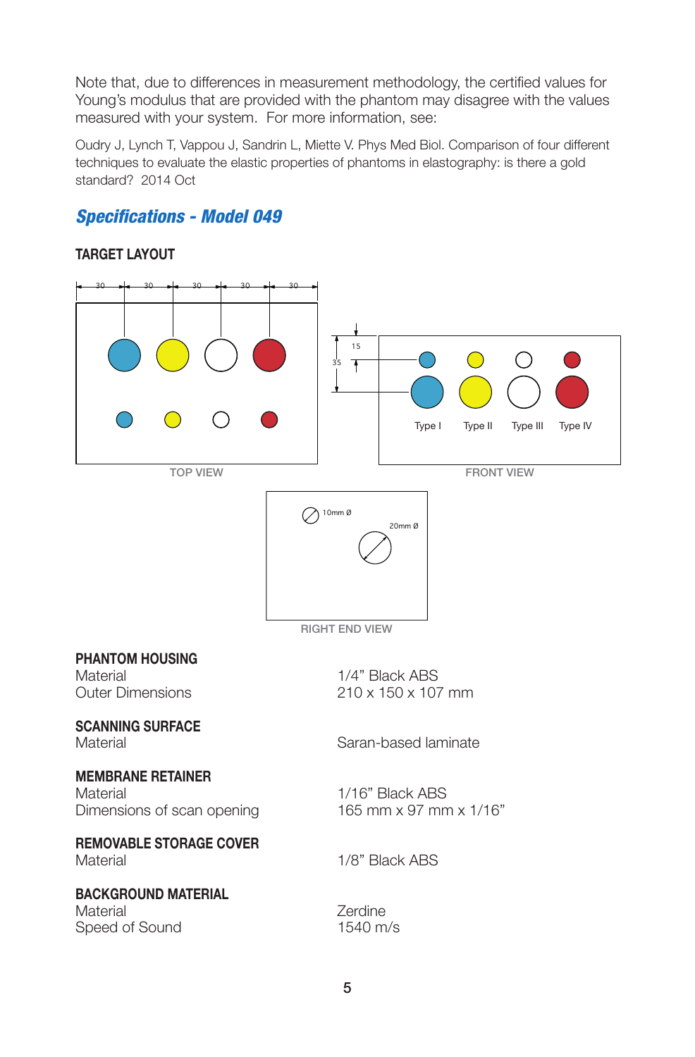Note that, due to differences in measurement methodology, the certified values for Young's modulus that are provided with the phantom may disagree with the values measured with your system. For more information, see:

Oudry J, Lynch T, Vappou J, Sandrin L, Miette V. Phys Med Biol. Comparison of four different techniques to evaluate the elastic properties of phantoms in elastography: is there a gold standard? 2014 Oct

## *Specifications - Model 049*

### TARGET LAYOUT

TOP VIEW

FRONT VIEW

Type I  Type II  Type III  Type IV

RIGHT END VIEW

### PHANTOM HOUSING

| | |
|---|---|
| Material | 1/4" Black ABS |
| Outer Dimensions | 210 x 150 x 107 mm |

### SCANNING SURFACE

| | |
|---|---|
| Material | Saran-based laminate |

### MEMBRANE RETAINER

| | |
|---|---|
| Material | 1/16" Black ABS |
| Dimensions of scan opening | 165 mm x 97 mm x 1/16" |

### REMOVABLE STORAGE COVER

| | |
|---|---|
| Material | 1/8" Black ABS |

### BACKGROUND MATERIAL

| | |
|---|---|
| Material | Zerdine |
| Speed of Sound | 1540 m/s |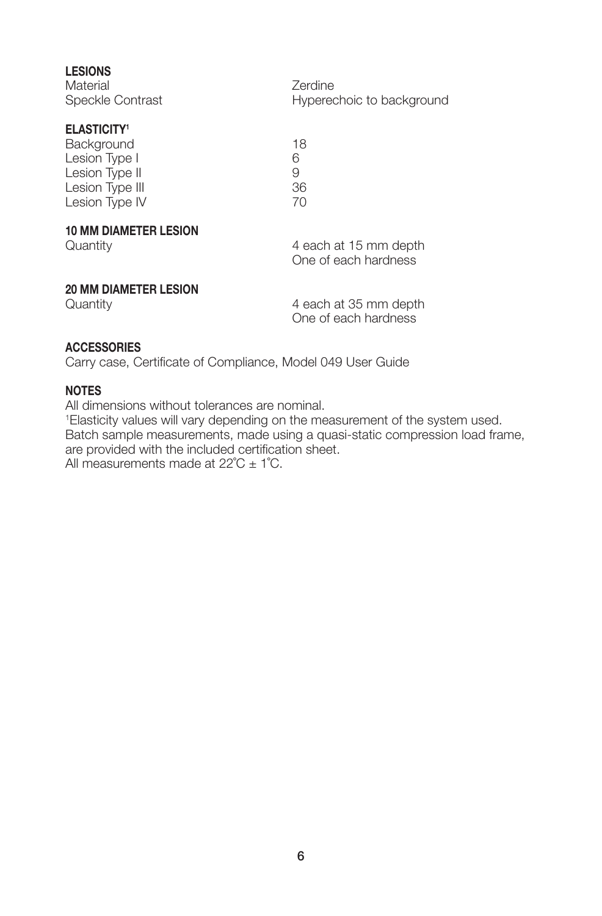**LESIONS**

| | |
|---|---|
| Material | Zerdine |
| Speckle Contrast | Hyperechoic to background |

**ELASTICITY[1]**

| | |
|---|---|
| Background | 18 |
| Lesion Type I | 6 |
| Lesion Type II | 9 |
| Lesion Type III | 36 |
| Lesion Type IV | 70 |

**10 MM DIAMETER LESION**

| | |
|---|---|
| Quantity | 4 each at 15 mm depth<br>One of each hardness |

**20 MM DIAMETER LESION**

| | |
|---|---|
| Quantity | 4 each at 35 mm depth<br>One of each hardness |

**ACCESSORIES**

Carry case, Certificate of Compliance, Model 049 User Guide

**NOTES**

All dimensions without tolerances are nominal.

[1]Elasticity values will vary depending on the measurement of the system used. Batch sample measurements, made using a quasi-static compression load frame, are provided with the included certification sheet.

All measurements made at 22˚C ± 1˚C.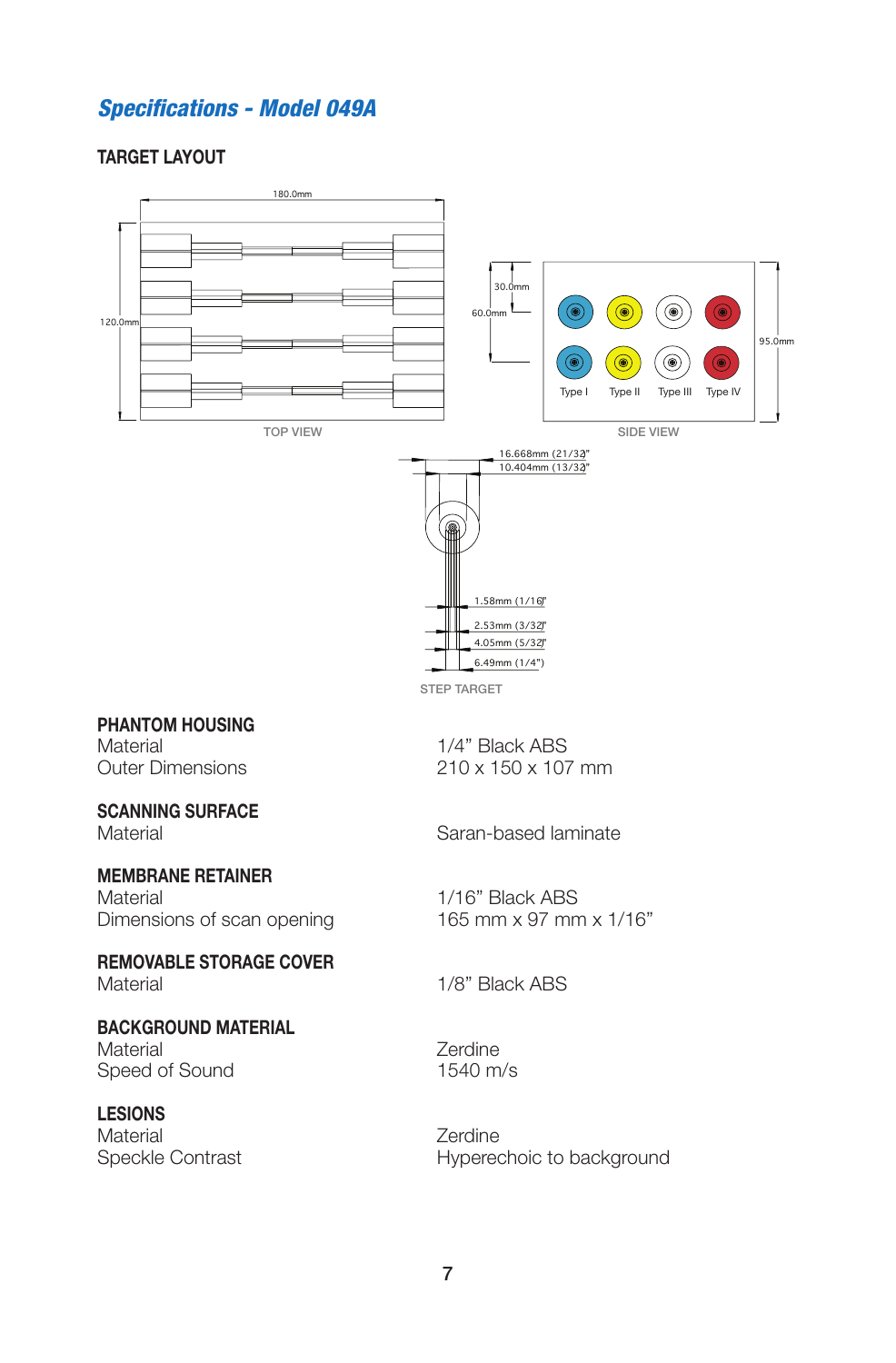## Specifications - Model 049A

### TARGET LAYOUT

180.0mm

120.0mm

TOP VIEW

30.0mm

60.0mm

95.0mm

Type I Type II Type III Type IV

SIDE VIEW

16.668mm (21/32")

10.404mm (13/32")

1.58mm (1/16")

2.53mm (3/32")

4.05mm (5/32")

6.49mm (1/4")

STEP TARGET

| | |
|---|---|
| **PHANTOM HOUSING** | |
| Material | 1/4" Black ABS |
| Outer Dimensions | 210 x 150 x 107 mm |
| **SCANNING SURFACE** | |
| Material | Saran-based laminate |
| **MEMBRANE RETAINER** | |
| Material | 1/16" Black ABS |
| Dimensions of scan opening | 165 mm x 97 mm x 1/16" |
| **REMOVABLE STORAGE COVER** | |
| Material | 1/8" Black ABS |
| **BACKGROUND MATERIAL** | |
| Material | Zerdine |
| Speed of Sound | 1540 m/s |
| **LESIONS** | |
| Material | Zerdine |
| Speckle Contrast | Hyperechoic to background |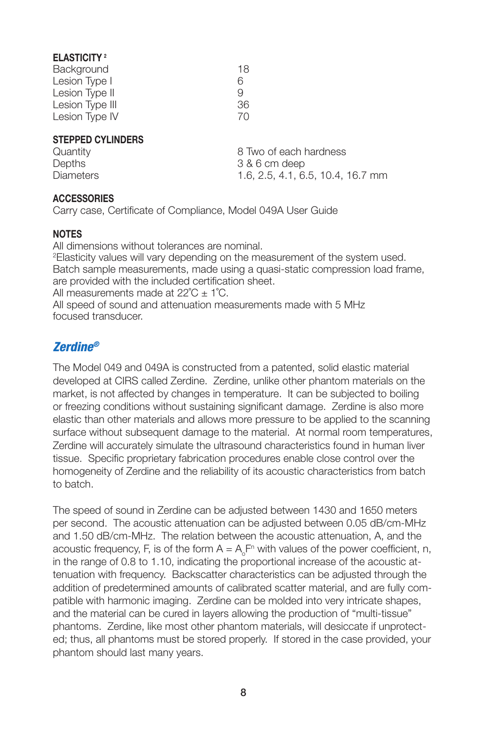**ELASTICITY** [2]

| | |
|---|---|
| Background | 18 |
| Lesion Type I | 6 |
| Lesion Type II | 9 |
| Lesion Type III | 36 |
| Lesion Type IV | 70 |

**STEPPED CYLINDERS**

| | |
|---|---|
| Quantity | 8 Two of each hardness |
| Depths | 3 & 6 cm deep |
| Diameters | 1.6, 2.5, 4.1, 6.5, 10.4, 16.7 mm |

**ACCESSORIES**

Carry case, Certificate of Compliance, Model 049A User Guide

**NOTES**

All dimensions without tolerances are nominal.
[2]Elasticity values will vary depending on the measurement of the system used. Batch sample measurements, made using a quasi-static compression load frame, are provided with the included certification sheet.
All measurements made at 22˚C ± 1˚C.
All speed of sound and attenuation measurements made with 5 MHz focused transducer.

## *Zerdine®*

The Model 049 and 049A is constructed from a patented, solid elastic material developed at CIRS called Zerdine. Zerdine, unlike other phantom materials on the market, is not affected by changes in temperature. It can be subjected to boiling or freezing conditions without sustaining significant damage. Zerdine is also more elastic than other materials and allows more pressure to be applied to the scanning surface without subsequent damage to the material. At normal room temperatures, Zerdine will accurately simulate the ultrasound characteristics found in human liver tissue. Specific proprietary fabrication procedures enable close control over the homogeneity of Zerdine and the reliability of its acoustic characteristics from batch to batch.

The speed of sound in Zerdine can be adjusted between 1430 and 1650 meters per second. The acoustic attenuation can be adjusted between 0.05 dB/cm-MHz and 1.50 dB/cm-MHz. The relation between the acoustic attenuation, A, and the acoustic frequency, F, is of the form $A = A_o F^n$ with values of the power coefficient, n, in the range of 0.8 to 1.10, indicating the proportional increase of the acoustic attenuation with frequency. Backscatter characteristics can be adjusted through the addition of predetermined amounts of calibrated scatter material, and are fully compatible with harmonic imaging. Zerdine can be molded into very intricate shapes, and the material can be cured in layers allowing the production of "multi-tissue" phantoms. Zerdine, like most other phantom materials, will desiccate if unprotected; thus, all phantoms must be stored properly. If stored in the case provided, your phantom should last many years.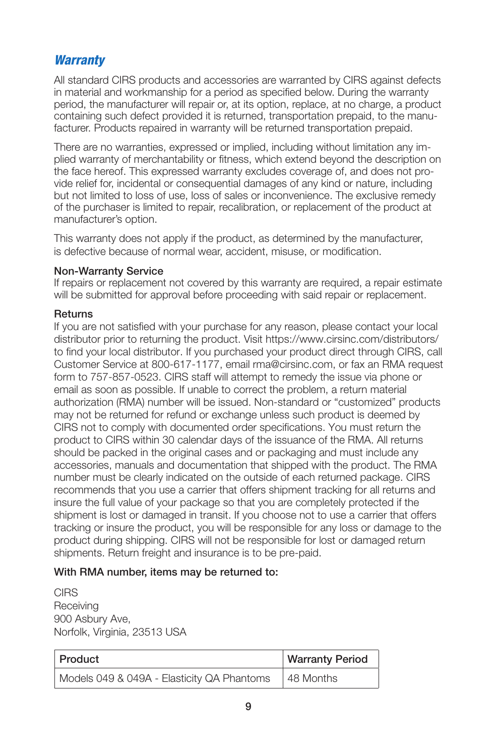## *Warranty*

All standard CIRS products and accessories are warranted by CIRS against defects in material and workmanship for a period as specified below. During the warranty period, the manufacturer will repair or, at its option, replace, at no charge, a product containing such defect provided it is returned, transportation prepaid, to the manufacturer. Products repaired in warranty will be returned transportation prepaid.

There are no warranties, expressed or implied, including without limitation any implied warranty of merchantability or fitness, which extend beyond the description on the face hereof. This expressed warranty excludes coverage of, and does not provide relief for, incidental or consequential damages of any kind or nature, including but not limited to loss of use, loss of sales or inconvenience. The exclusive remedy of the purchaser is limited to repair, recalibration, or replacement of the product at manufacturer's option.

This warranty does not apply if the product, as determined by the manufacturer, is defective because of normal wear, accident, misuse, or modification.

**Non-Warranty Service**
If repairs or replacement not covered by this warranty are required, a repair estimate will be submitted for approval before proceeding with said repair or replacement.

**Returns**
If you are not satisfied with your purchase for any reason, please contact your local distributor prior to returning the product. Visit https://www.cirsinc.com/distributors/ to find your local distributor. If you purchased your product direct through CIRS, call Customer Service at 800-617-1177, email rma@cirsinc.com, or fax an RMA request form to 757-857-0523. CIRS staff will attempt to remedy the issue via phone or email as soon as possible. If unable to correct the problem, a return material authorization (RMA) number will be issued. Non-standard or "customized" products may not be returned for refund or exchange unless such product is deemed by CIRS not to comply with documented order specifications. You must return the product to CIRS within 30 calendar days of the issuance of the RMA. All returns should be packed in the original cases and or packaging and must include any accessories, manuals and documentation that shipped with the product. The RMA number must be clearly indicated on the outside of each returned package. CIRS recommends that you use a carrier that offers shipment tracking for all returns and insure the full value of your package so that you are completely protected if the shipment is lost or damaged in transit. If you choose not to use a carrier that offers tracking or insure the product, you will be responsible for any loss or damage to the product during shipping. CIRS will not be responsible for lost or damaged return shipments. Return freight and insurance is to be pre-paid.

**With RMA number, items may be returned to:**

CIRS
Receiving
900 Asbury Ave,
Norfolk, Virginia, 23513 USA

| Product | Warranty Period |
|---|---|
| Models 049 & 049A - Elasticity QA Phantoms | 48 Months |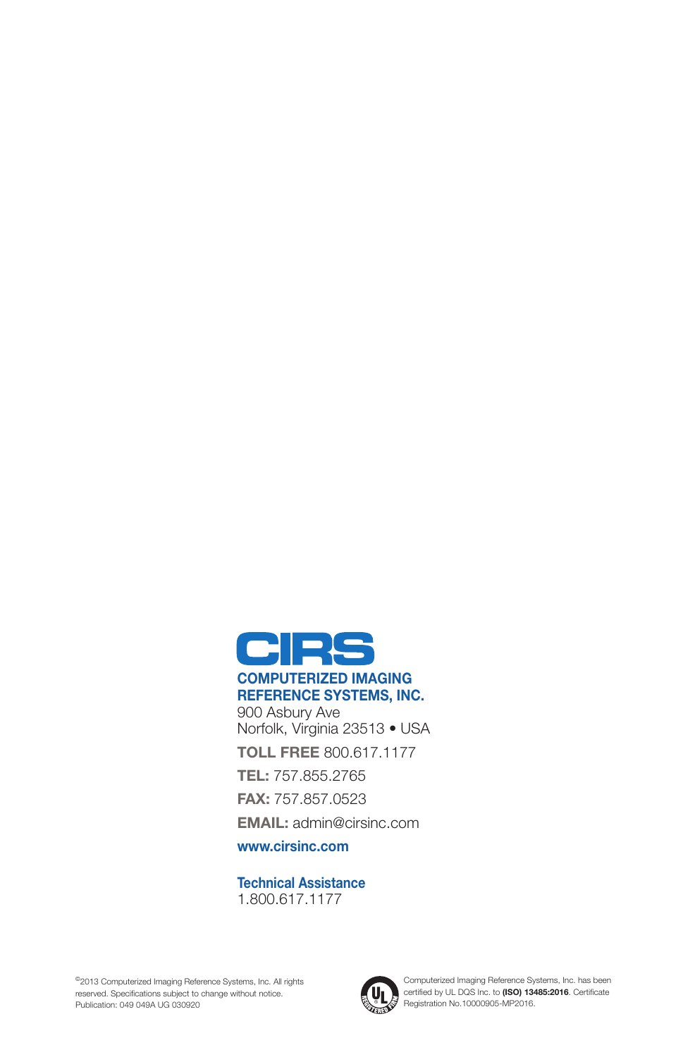**CIRS**

**COMPUTERIZED IMAGING REFERENCE SYSTEMS, INC.**
900 Asbury Ave
Norfolk, Virginia 23513 • USA

**TOLL FREE** 800.617.1177

**TEL:** 757.855.2765

**FAX:** 757.857.0523

**EMAIL:** admin@cirsinc.com

**www.cirsinc.com**

**Technical Assistance**
1.800.617.1177

©2013 Computerized Imaging Reference Systems, Inc. All rights reserved. Specifications subject to change without notice.
Publication: 049 049A UG 030920

Computerized Imaging Reference Systems, Inc. has been certified by UL DQS Inc. to **(ISO) 13485:2016**. Certificate Registration No.10000905-MP2016.